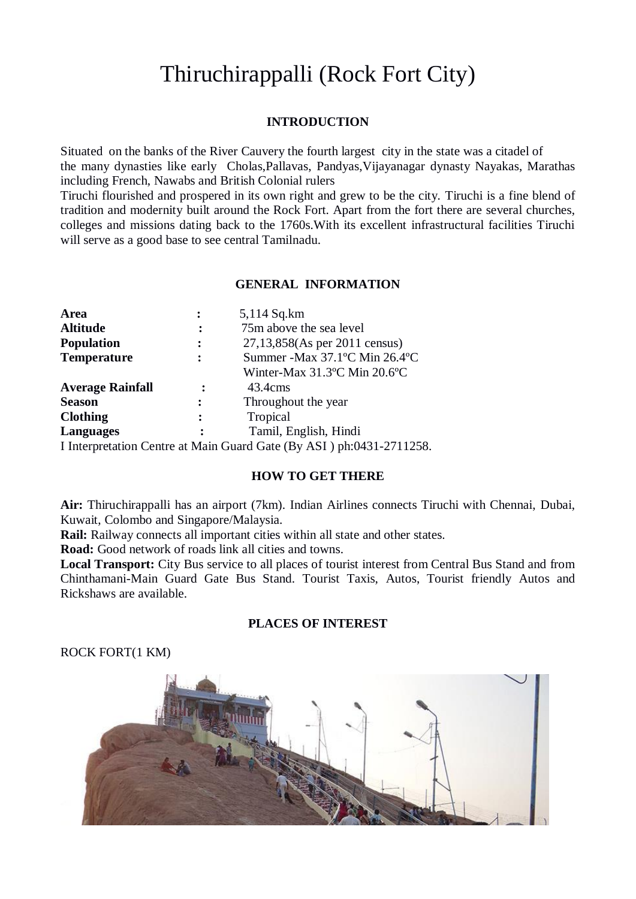# Thiruchirappalli (Rock Fort City)

## INTRODUCTION

Situated on the banks of the River Cauvery the fourth largest city in the state was a citadel of the many dynasties like early Cholas,Pallavas, Pandyas,Vijayanagar dynasty Nayakas, Marathas including French, Nawabs and British Colonial rulers

Tiruchi flourished and prospered in its own right and grew to be the city. Tiruchi is a fine blend of tradition and modernity built around the Rock Fort. Apart from the fort there are several churches, colleges and missions dating back to the 1760s.With its excellent infrastructural facilities Tiruchi will serve as a good base to see central Tamilnadu.

## GENERAL INFORMATION

| | | |
|---|---|---|
| **Area** | : | 5,114 Sq.km |
| **Altitude** | : | 75m above the sea level |
| **Population** | : | 27,13,858(As per 2011 census) |
| **Temperature** | : | Summer -Max 37.1ºC Min 26.4ºC |
| | | Winter-Max 31.3ºC Min 20.6ºC |
| **Average Rainfall** | : | 43.4cms |
| **Season** | : | Throughout the year |
| **Clothing** | : | Tropical |
| **Languages** | : | Tamil, English, Hindi |

I Interpretation Centre at Main Guard Gate (By ASI ) ph:0431-2711258.

## HOW TO GET THERE

**Air:** Thiruchirappalli has an airport (7km). Indian Airlines connects Tiruchi with Chennai, Dubai, Kuwait, Colombo and Singapore/Malaysia.

**Rail:** Railway connects all important cities within all state and other states.

**Road:** Good network of roads link all cities and towns.

**Local Transport:** City Bus service to all places of tourist interest from Central Bus Stand and from Chinthamani-Main Guard Gate Bus Stand. Tourist Taxis, Autos, Tourist friendly Autos and Rickshaws are available.

## PLACES OF INTEREST

ROCK FORT(1 KM)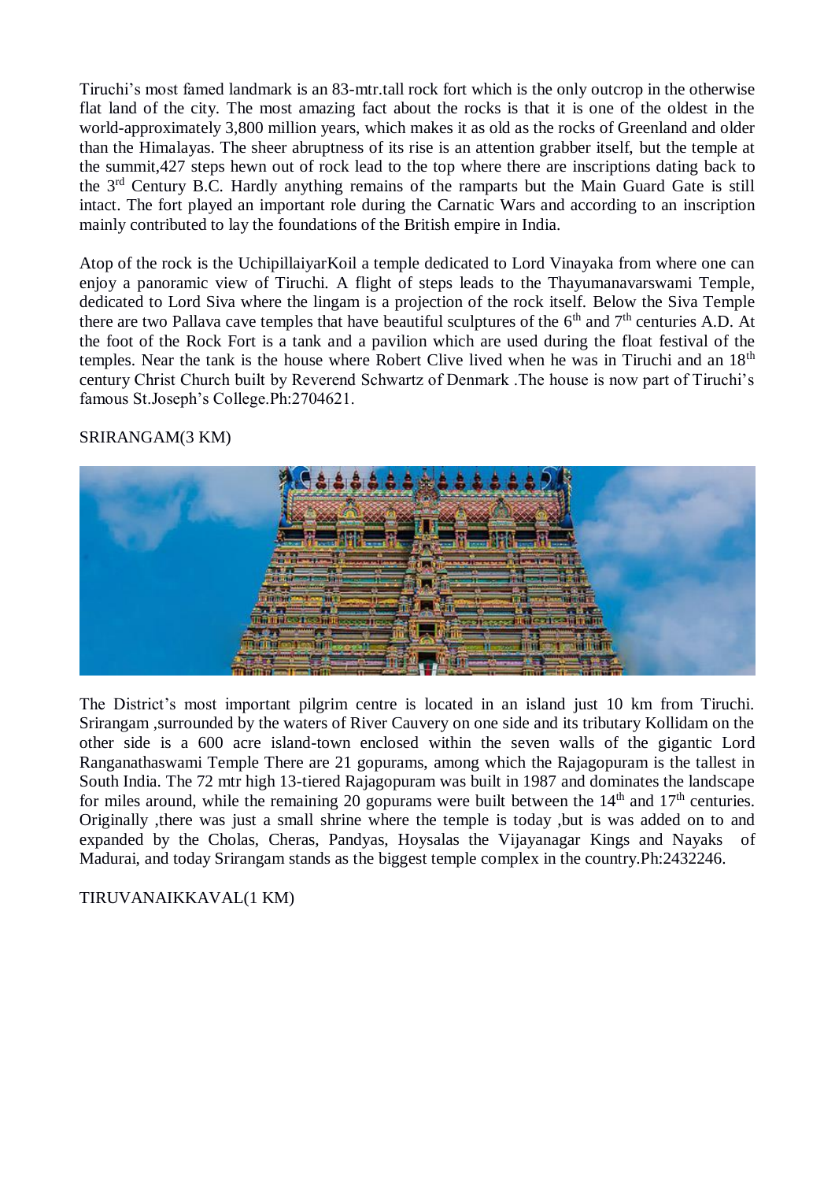Tiruchi's most famed landmark is an 83-mtr.tall rock fort which is the only outcrop in the otherwise flat land of the city. The most amazing fact about the rocks is that it is one of the oldest in the world-approximately 3,800 million years, which makes it as old as the rocks of Greenland and older than the Himalayas. The sheer abruptness of its rise is an attention grabber itself, but the temple at the summit,427 steps hewn out of rock lead to the top where there are inscriptions dating back to the 3rd Century B.C. Hardly anything remains of the ramparts but the Main Guard Gate is still intact. The fort played an important role during the Carnatic Wars and according to an inscription mainly contributed to lay the foundations of the British empire in India.

Atop of the rock is the UchipillaiyarKoil a temple dedicated to Lord Vinayaka from where one can enjoy a panoramic view of Tiruchi. A flight of steps leads to the Thayumanavarswami Temple, dedicated to Lord Siva where the lingam is a projection of the rock itself. Below the Siva Temple there are two Pallava cave temples that have beautiful sculptures of the 6th and 7th centuries A.D. At the foot of the Rock Fort is a tank and a pavilion which are used during the float festival of the temples. Near the tank is the house where Robert Clive lived when he was in Tiruchi and an 18th century Christ Church built by Reverend Schwartz of Denmark .The house is now part of Tiruchi's famous St.Joseph's College.Ph:2704621.

SRIRANGAM(3 KM)

The District's most important pilgrim centre is located in an island just 10 km from Tiruchi. Srirangam ,surrounded by the waters of River Cauvery on one side and its tributary Kollidam on the other side is a 600 acre island-town enclosed within the seven walls of the gigantic Lord Ranganathaswami Temple There are 21 gopurams, among which the Rajagopuram is the tallest in South India. The 72 mtr high 13-tiered Rajagopuram was built in 1987 and dominates the landscape for miles around, while the remaining 20 gopurams were built between the 14th and 17th centuries. Originally ,there was just a small shrine where the temple is today ,but is was added on to and expanded by the Cholas, Cheras, Pandyas, Hoysalas the Vijayanagar Kings and Nayaks of Madurai, and today Srirangam stands as the biggest temple complex in the country.Ph:2432246.

TIRUVANAIKKAVAL(1 KM)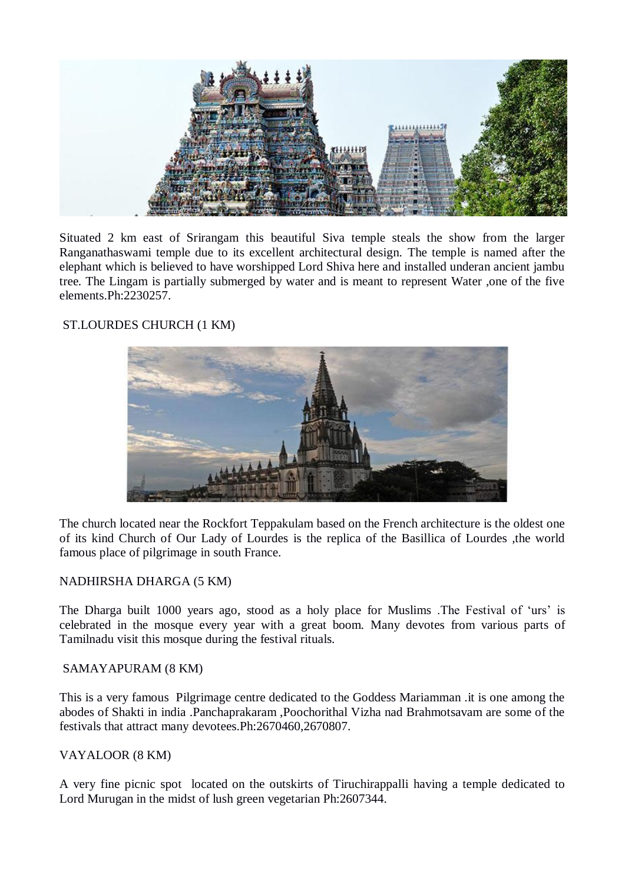Situated 2 km east of Srirangam this beautiful Siva temple steals the show from the larger Ranganathaswami temple due to its excellent architectural design. The temple is named after the elephant which is believed to have worshipped Lord Shiva here and installed underan ancient jambu tree. The Lingam is partially submerged by water and is meant to represent Water ,one of the five elements.Ph:2230257.

ST.LOURDES CHURCH (1 KM)

The church located near the Rockfort Teppakulam based on the French architecture is the oldest one of its kind Church of Our Lady of Lourdes is the replica of the Basillica of Lourdes ,the world famous place of pilgrimage in south France.

NADHIRSHA DHARGA (5 KM)

The Dharga built 1000 years ago, stood as a holy place for Muslims .The Festival of 'urs' is celebrated in the mosque every year with a great boom. Many devotes from various parts of Tamilnadu visit this mosque during the festival rituals.

SAMAYAPURAM (8 KM)

This is a very famous Pilgrimage centre dedicated to the Goddess Mariamman .it is one among the abodes of Shakti in india .Panchaprakaram ,Poochorithal Vizha nad Brahmotsavam are some of the festivals that attract many devotees.Ph:2670460,2670807.

VAYALOOR (8 KM)

A very fine picnic spot located on the outskirts of Tiruchirappalli having a temple dedicated to Lord Murugan in the midst of lush green vegetarian Ph:2607344.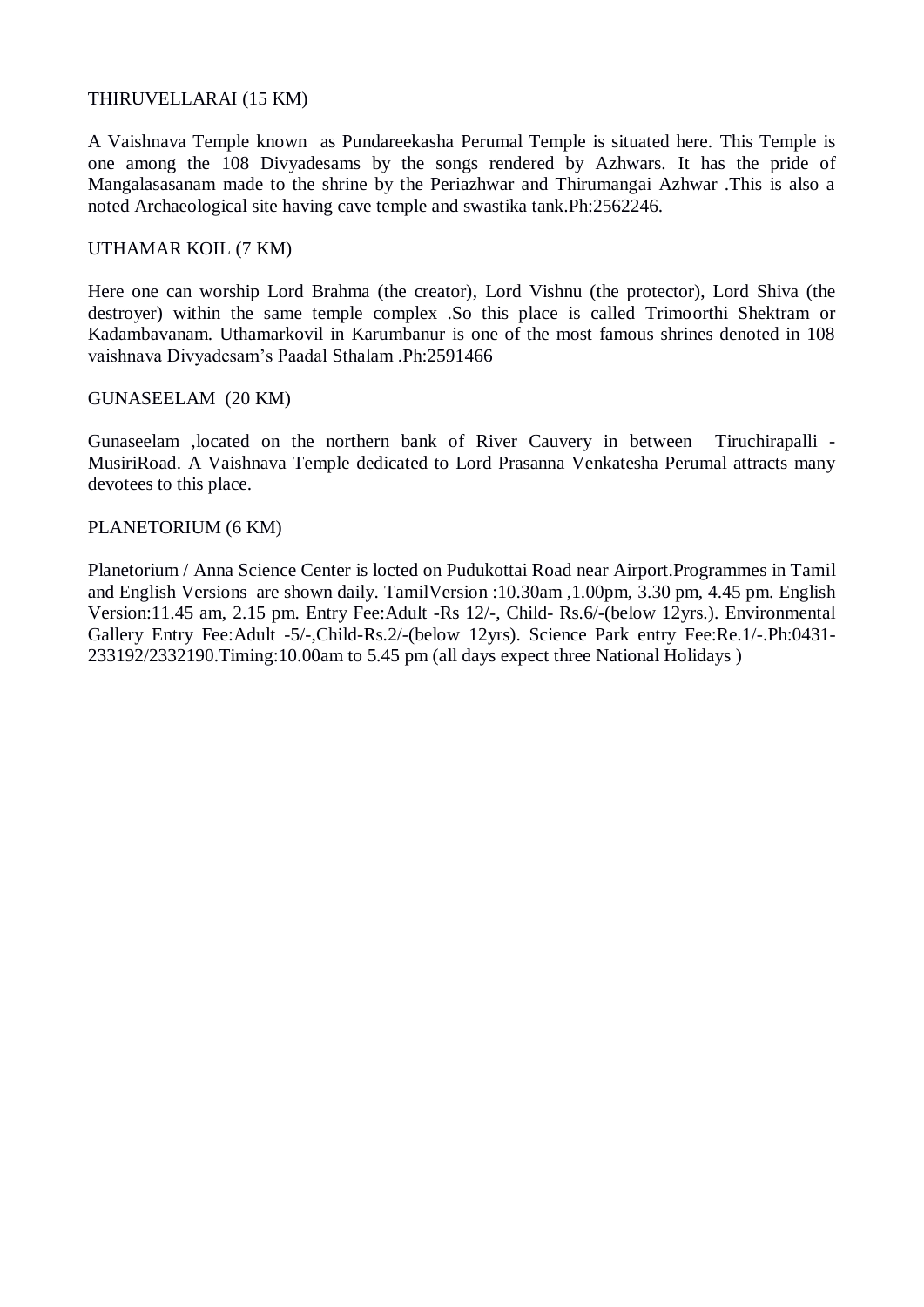## THIRUVELLARAI (15 KM)

A Vaishnava Temple known as Pundareekasha Perumal Temple is situated here. This Temple is one among the 108 Divyadesams by the songs rendered by Azhwars. It has the pride of Mangalasasanam made to the shrine by the Periazhwar and Thirumangai Azhwar .This is also a noted Archaeological site having cave temple and swastika tank.Ph:2562246.

## UTHAMAR KOIL (7 KM)

Here one can worship Lord Brahma (the creator), Lord Vishnu (the protector), Lord Shiva (the destroyer) within the same temple complex .So this place is called Trimoorthi Shektram or Kadambavanam. Uthamarkovil in Karumbanur is one of the most famous shrines denoted in 108 vaishnava Divyadesam's Paadal Sthalam .Ph:2591466

## GUNASEELAM (20 KM)

Gunaseelam ,located on the northern bank of River Cauvery in between Tiruchirapalli - MusiriRoad. A Vaishnava Temple dedicated to Lord Prasanna Venkatesha Perumal attracts many devotees to this place.

## PLANETORIUM (6 KM)

Planetorium / Anna Science Center is locted on Pudukottai Road near Airport.Programmes in Tamil and English Versions are shown daily. TamilVersion :10.30am ,1.00pm, 3.30 pm, 4.45 pm. English Version:11.45 am, 2.15 pm. Entry Fee:Adult -Rs 12/-, Child- Rs.6/-(below 12yrs.). Environmental Gallery Entry Fee:Adult -5/-,Child-Rs.2/-(below 12yrs). Science Park entry Fee:Re.1/-.Ph:0431-233192/2332190.Timing:10.00am to 5.45 pm (all days expect three National Holidays )